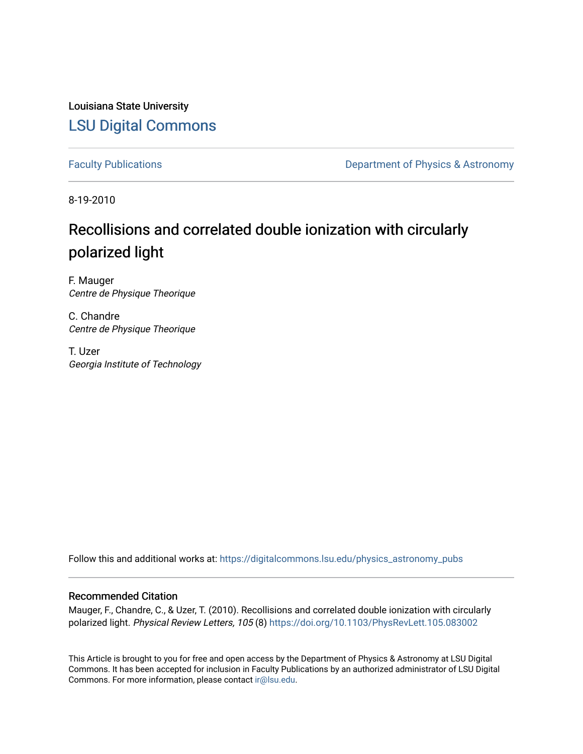Louisiana State University

# LSU Digital Commons

Faculty Publications

Department of Physics & Astronomy

8-19-2010

## Recollisions and correlated double ionization with circularly polarized light

F. Mauger
*Centre de Physique Theorique*

C. Chandre
*Centre de Physique Theorique*

T. Uzer
*Georgia Institute of Technology*

Follow this and additional works at: https://digitalcommons.lsu.edu/physics_astronomy_pubs

### Recommended Citation

Mauger, F., Chandre, C., & Uzer, T. (2010). Recollisions and correlated double ionization with circularly polarized light. *Physical Review Letters, 105* (8) https://doi.org/10.1103/PhysRevLett.105.083002

This Article is brought to you for free and open access by the Department of Physics & Astronomy at LSU Digital Commons. It has been accepted for inclusion in Faculty Publications by an authorized administrator of LSU Digital Commons. For more information, please contact ir@lsu.edu.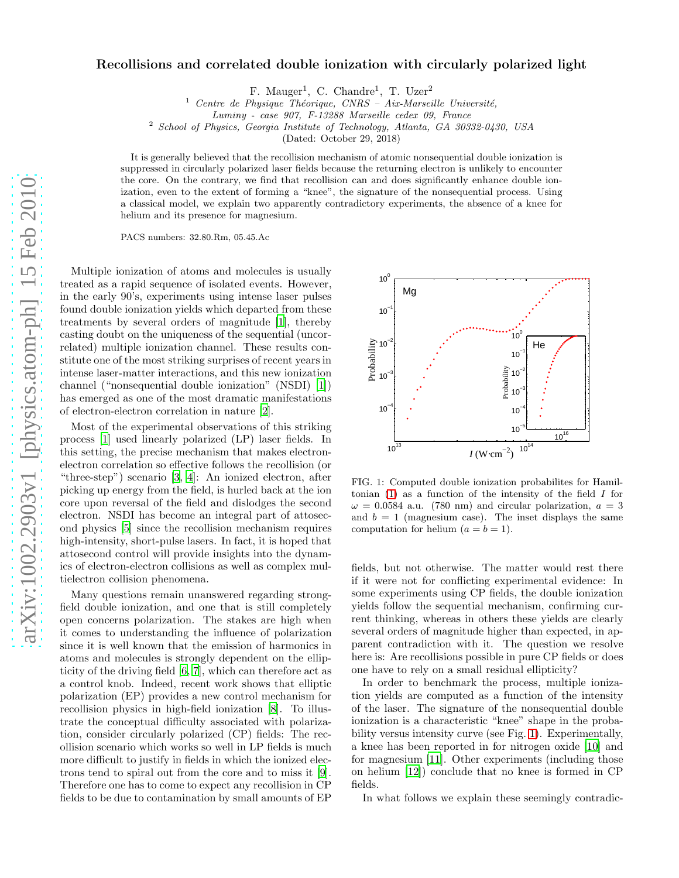# Recollisions and correlated double ionization with circularly polarized light

F. Mauger[1], C. Chandre[1], T. Uzer[2]

[1] *Centre de Physique Théorique, CNRS – Aix-Marseille Université, Luminy - case 907, F-13288 Marseille cedex 09, France*

[2] *School of Physics, Georgia Institute of Technology, Atlanta, GA 30332-0430, USA*

(Dated: October 29, 2018)

It is generally believed that the recollision mechanism of atomic nonsequential double ionization is suppressed in circularly polarized laser fields because the returning electron is unlikely to encounter the core. On the contrary, we find that recollision can and does significantly enhance double ionization, even to the extent of forming a "knee", the signature of the nonsequential process. Using a classical model, we explain two apparently contradictory experiments, the absence of a knee for helium and its presence for magnesium.

PACS numbers: 32.80.Rm, 05.45.Ac

Multiple ionization of atoms and molecules is usually treated as a rapid sequence of isolated events. However, in the early 90's, experiments using intense laser pulses found double ionization yields which departed from these treatments by several orders of magnitude [1], thereby casting doubt on the uniqueness of the sequential (uncorrelated) multiple ionization channel. These results constitute one of the most striking surprises of recent years in intense laser-matter interactions, and this new ionization channel ("nonsequential double ionization" (NSDI) [1]) has emerged as one of the most dramatic manifestations of electron-electron correlation in nature [2].

Most of the experimental observations of this striking process [1] used linearly polarized (LP) laser fields. In this setting, the precise mechanism that makes electron-electron correlation so effective follows the recollision (or "three-step") scenario [3, 4]: An ionized electron, after picking up energy from the field, is hurled back at the ion core upon reversal of the field and dislodges the second electron. NSDI has become an integral part of attosecond physics [5] since the recollision mechanism requires high-intensity, short-pulse lasers. In fact, it is hoped that attosecond control will provide insights into the dynamics of electron-electron collisions as well as complex multielectron collision phenomena.

Many questions remain unanswered regarding strong-field double ionization, and one that is still completely open concerns polarization. The stakes are high when it comes to understanding the influence of polarization since it is well known that the emission of harmonics in atoms and molecules is strongly dependent on the ellipticity of the driving field [6, 7], which can therefore act as a control knob. Indeed, recent work shows that elliptic polarization (EP) provides a new control mechanism for recollision physics in high-field ionization [8]. To illustrate the conceptual difficulty associated with polarization, consider circularly polarized (CP) fields: The recollision scenario which works so well in LP fields is much more difficult to justify in fields in which the ionized electrons tend to spiral out from the core and to miss it [9]. Therefore one has to come to expect any recollision in CP fields to be due to contamination by small amounts of EP fields, but not otherwise. The matter would rest there if it were not for conflicting experimental evidence: In some experiments using CP fields, the double ionization yields follow the sequential mechanism, confirming current thinking, whereas in others these yields are clearly several orders of magnitude higher than expected, in apparent contradiction with it. The question we resolve here is: Are recollisions possible in pure CP fields or does one have to rely on a small residual ellipticity?

FIG. 1: Computed double ionization probabilites for Hamiltonian (1) as a function of the intensity of the field $I$ for $\omega = 0.0584$ a.u. (780 nm) and circular polarization, $a = 3$ and $b = 1$ (magnesium case). The inset displays the same computation for helium ($a = b = 1$).

In order to benchmark the process, multiple ionization yields are computed as a function of the intensity of the laser. The signature of the nonsequential double ionization is a characteristic "knee" shape in the probability versus intensity curve (see Fig. 1). Experimentally, a knee has been reported in for nitrogen oxide [10] and for magnesium [11]. Other experiments (including those on helium [12]) conclude that no knee is formed in CP fields.

In what follows we explain these seemingly contradic-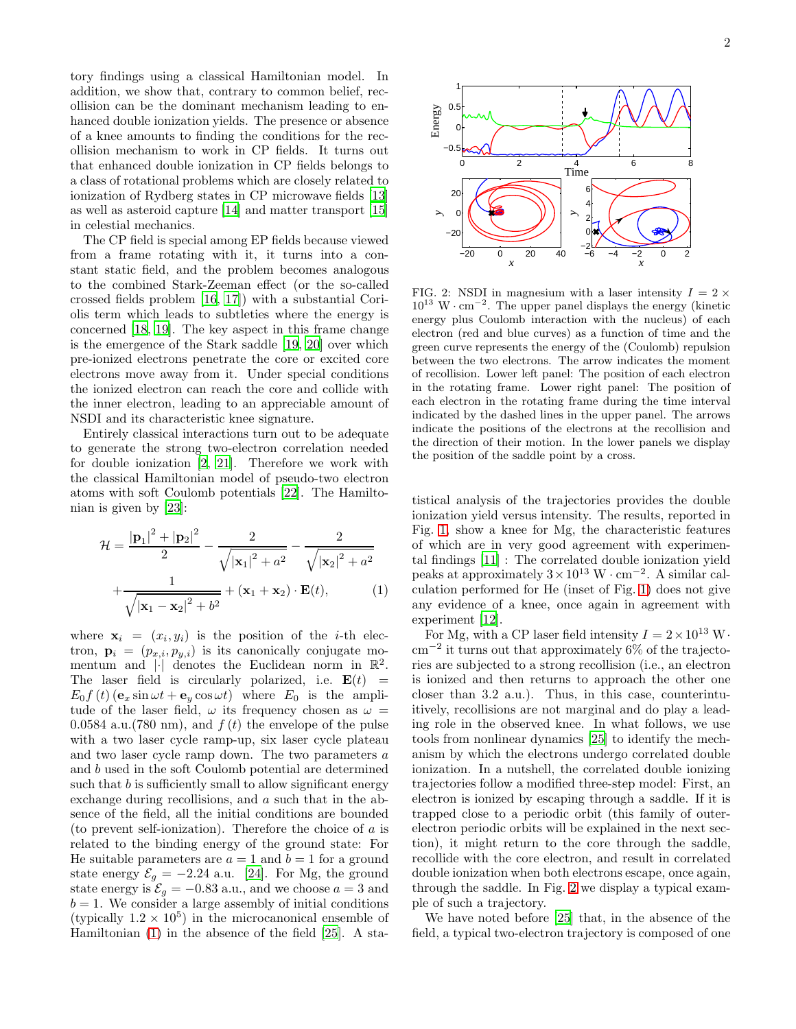tory findings using a classical Hamiltonian model. In addition, we show that, contrary to common belief, recollision can be the dominant mechanism leading to enhanced double ionization yields. The presence or absence of a knee amounts to finding the conditions for the recollision mechanism to work in CP fields. It turns out that enhanced double ionization in CP fields belongs to a class of rotational problems which are closely related to ionization of Rydberg states in CP microwave fields [13] as well as asteroid capture [14] and matter transport [15] in celestial mechanics.

The CP field is special among EP fields because viewed from a frame rotating with it, it turns into a constant static field, and the problem becomes analogous to the combined Stark-Zeeman effect (or the so-called crossed fields problem [16, 17]) with a substantial Coriolis term which leads to subtleties where the energy is concerned [18, 19]. The key aspect in this frame change is the emergence of the Stark saddle [19, 20] over which pre-ionized electrons penetrate the core or excited core electrons move away from it. Under special conditions the ionized electron can reach the core and collide with the inner electron, leading to an appreciable amount of NSDI and its characteristic knee signature.

Entirely classical interactions turn out to be adequate to generate the strong two-electron correlation needed for double ionization [2, 21]. Therefore we work with the classical Hamiltonian model of pseudo-two electron atoms with soft Coulomb potentials [22]. The Hamiltonian is given by [23]:

$$\mathcal{H} = \frac{|\mathbf{p}_1|^2 + |\mathbf{p}_2|^2}{2} - \frac{2}{\sqrt{|\mathbf{x}_1|^2 + a^2}} - \frac{2}{\sqrt{|\mathbf{x}_2|^2 + a^2}} + \frac{1}{\sqrt{|\mathbf{x}_1 - \mathbf{x}_2|^2 + b^2}} + (\mathbf{x}_1 + \mathbf{x}_2) \cdot \mathbf{E}(t), \qquad (1)$$

where $\mathbf{x}_i = (x_i, y_i)$ is the position of the $i$-th electron, $\mathbf{p}_i = (p_{x,i}, p_{y,i})$ is its canonically conjugate momentum and $|\cdot|$ denotes the Euclidean norm in $\mathbb{R}^2$. The laser field is circularly polarized, i.e. $\mathbf{E}(t) = E_0 f(t) (\mathbf{e}_x \sin \omega t + \mathbf{e}_y \cos \omega t)$ where $E_0$ is the amplitude of the laser field, $\omega$ its frequency chosen as $\omega = 0.0584$ a.u.(780 nm), and $f(t)$ the envelope of the pulse with a two laser cycle ramp-up, six laser cycle plateau and two laser cycle ramp down. The two parameters $a$ and $b$ used in the soft Coulomb potential are determined such that $b$ is sufficiently small to allow significant energy exchange during recollisions, and $a$ such that in the absence of the field, all the initial conditions are bounded (to prevent self-ionization). Therefore the choice of $a$ is related to the binding energy of the ground state: For He suitable parameters are $a = 1$ and $b = 1$ for a ground state energy $\mathcal{E}_g = -2.24$ a.u. [24]. For Mg, the ground state energy is $\mathcal{E}_g = -0.83$ a.u., and we choose $a = 3$ and $b = 1$. We consider a large assembly of initial conditions (typically $1.2 \times 10^5$) in the microcanonical ensemble of Hamiltonian (1) in the absence of the field [25]. A statistical analysis of the trajectories provides the double ionization yield versus intensity. The results, reported in Fig. 1, show a knee for Mg, the characteristic features of which are in very good agreement with experimental findings [11] : The correlated double ionization yield peaks at approximately $3 \times 10^{13}$ W $\cdot$ cm$^{-2}$. A similar calculation performed for He (inset of Fig. 1) does not give any evidence of a knee, once again in agreement with experiment [12].

FIG. 2: NSDI in magnesium with a laser intensity $I = 2 \times 10^{13}$ W $\cdot$ cm$^{-2}$. The upper panel displays the energy (kinetic energy plus Coulomb interaction with the nucleus) of each electron (red and blue curves) as a function of time and the green curve represents the energy of the (Coulomb) repulsion between the two electrons. The arrow indicates the moment of recollision. Lower left panel: The position of each electron in the rotating frame. Lower right panel: The position of each electron in the rotating frame during the time interval indicated by the dashed lines in the upper panel. The arrows indicate the positions of the electrons at the recollision and the direction of their motion. In the lower panels we display the position of the saddle point by a cross.

For Mg, with a CP laser field intensity $I = 2 \times 10^{13}$ W $\cdot$ cm$^{-2}$ it turns out that approximately 6% of the trajectories are subjected to a strong recollision (i.e., an electron is ionized and then returns to approach the other one closer than 3.2 a.u.). Thus, in this case, counterintuitively, recollisions are not marginal and do play a leading role in the observed knee. In what follows, we use tools from nonlinear dynamics [25] to identify the mechanism by which the electrons undergo correlated double ionization. In a nutshell, the correlated double ionizing trajectories follow a modified three-step model: First, an electron is ionized by escaping through a saddle. If it is trapped close to a periodic orbit (this family of outer-electron periodic orbits will be explained in the next section), it might return to the core through the saddle, recollide with the core electron, and result in correlated double ionization when both electrons escape, once again, through the saddle. In Fig. 2 we display a typical example of such a trajectory.

We have noted before [25] that, in the absence of the field, a typical two-electron trajectory is composed of one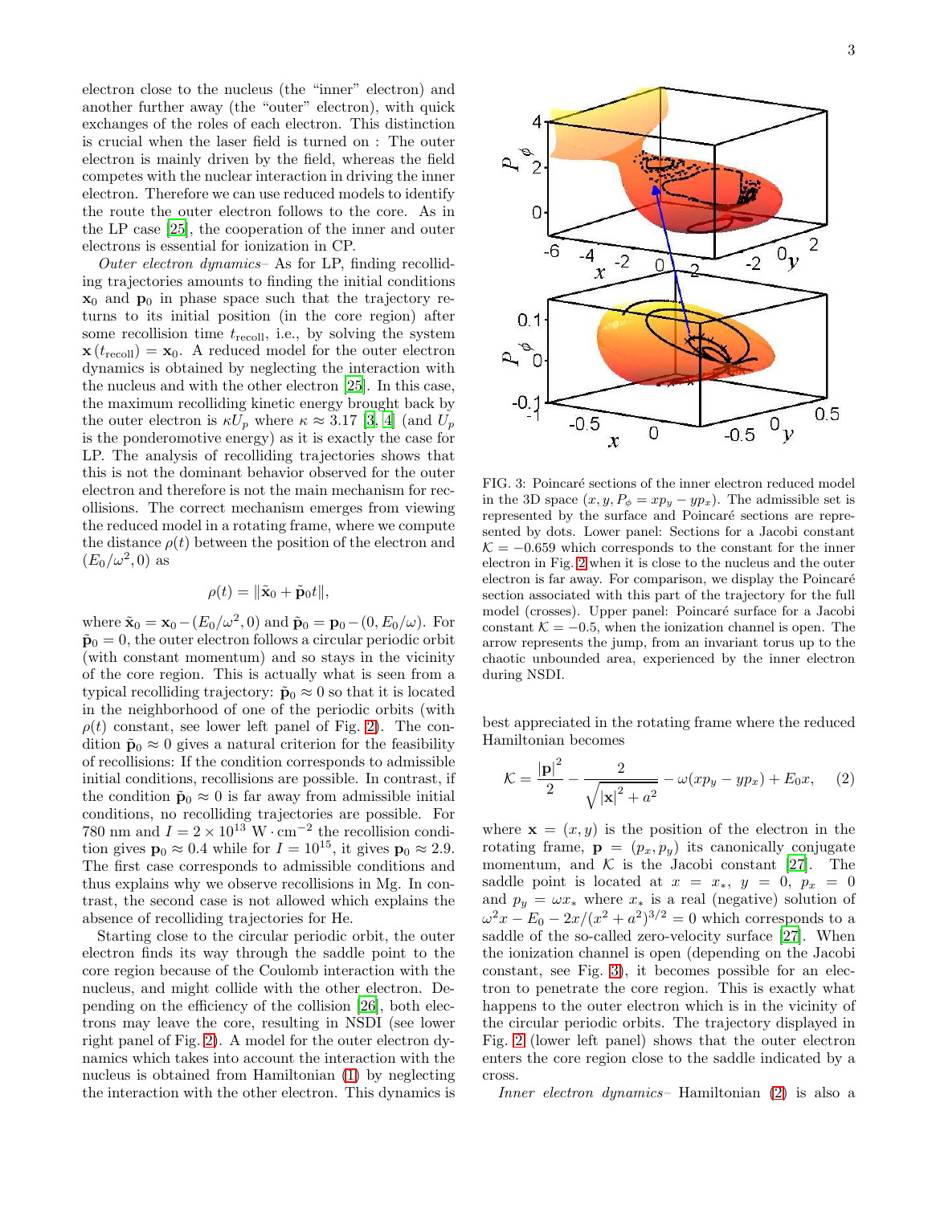electron close to the nucleus (the "inner" electron) and another further away (the "outer" electron), with quick exchanges of the roles of each electron. This distinction is crucial when the laser field is turned on : The outer electron is mainly driven by the field, whereas the field competes with the nuclear interaction in driving the inner electron. Therefore we can use reduced models to identify the route the outer electron follows to the core. As in the LP case [25], the cooperation of the inner and outer electrons is essential for ionization in CP.

*Outer electron dynamics*– As for LP, finding recolliding trajectories amounts to finding the initial conditions $\mathbf{x}_0$ and $\mathbf{p}_0$ in phase space such that the trajectory returns to its initial position (in the core region) after some recollision time $t_{\rm recoll}$, i.e., by solving the system $\mathbf{x}(t_{\rm recoll}) = \mathbf{x}_0$. A reduced model for the outer electron dynamics is obtained by neglecting the interaction with the nucleus and with the other electron [25]. In this case, the maximum recolliding kinetic energy brought back by the outer electron is $\kappa U_p$ where $\kappa \approx 3.17$ [3, 4] (and $U_p$ is the ponderomotive energy) as it is exactly the case for LP. The analysis of recolliding trajectories shows that this is not the dominant behavior observed for the outer electron and therefore is not the main mechanism for recollisions. The correct mechanism emerges from viewing the reduced model in a rotating frame, where we compute the distance $\rho(t)$ between the position of the electron and $(E_0/\omega^2, 0)$ as

$$\rho(t) = \|\tilde{\mathbf{x}}_0 + \tilde{\mathbf{p}}_0 t\|,$$

where $\tilde{\mathbf{x}}_0 = \mathbf{x}_0 - (E_0/\omega^2, 0)$ and $\tilde{\mathbf{p}}_0 = \mathbf{p}_0 - (0, E_0/\omega)$. For $\tilde{\mathbf{p}}_0 = 0$, the outer electron follows a circular periodic orbit (with constant momentum) and so stays in the vicinity of the core region. This is actually what is seen from a typical recolliding trajectory: $\tilde{\mathbf{p}}_0 \approx 0$ so that it is located in the neighborhood of one of the periodic orbits (with $\rho(t)$ constant, see lower left panel of Fig. 2). The condition $\tilde{\mathbf{p}}_0 \approx 0$ gives a natural criterion for the feasibility of recollisions: If the condition corresponds to admissible initial conditions, recollisions are possible. In contrast, if the condition $\tilde{\mathbf{p}}_0 \approx 0$ is far away from admissible initial conditions, no recolliding trajectories are possible. For 780 nm and $I = 2 \times 10^{13}$ W $\cdot$ cm$^{-2}$ the recollision condition gives $\mathbf{p}_0 \approx 0.4$ while for $I = 10^{15}$, it gives $\mathbf{p}_0 \approx 2.9$. The first case corresponds to admissible conditions and thus explains why we observe recollisions in Mg. In contrast, the second case is not allowed which explains the absence of recolliding trajectories for He.

Starting close to the circular periodic orbit, the outer electron finds its way through the saddle point to the core region because of the Coulomb interaction with the nucleus, and might collide with the other electron. Depending on the efficiency of the collision [26], both electrons may leave the core, resulting in NSDI (see lower right panel of Fig. 2). A model for the outer electron dynamics which takes into account the interaction with the nucleus is obtained from Hamiltonian (1) by neglecting the interaction with the other electron. This dynamics is best appreciated in the rotating frame where the reduced Hamiltonian becomes

$$\mathcal{K} = \frac{|\mathbf{p}|^2}{2} - \frac{2}{\sqrt{|\mathbf{x}|^2 + a^2}} - \omega(xp_y - yp_x) + E_0 x, \qquad (2)$$

where $\mathbf{x} = (x, y)$ is the position of the electron in the rotating frame, $\mathbf{p} = (p_x, p_y)$ its canonically conjugate momentum, and $\mathcal{K}$ is the Jacobi constant [27]. The saddle point is located at $x = x_*$, $y = 0$, $p_x = 0$ and $p_y = \omega x_*$ where $x_*$ is a real (negative) solution of $\omega^2 x - E_0 - 2x/(x^2 + a^2)^{3/2} = 0$ which corresponds to a saddle of the so-called zero-velocity surface [27]. When the ionization channel is open (depending on the Jacobi constant, see Fig. 3), it becomes possible for an electron to penetrate the core region. This is exactly what happens to the outer electron which is in the vicinity of the circular periodic orbits. The trajectory displayed in Fig. 2 (lower left panel) shows that the outer electron enters the core region close to the saddle indicated by a cross.

*Inner electron dynamics*– Hamiltonian (2) is also a

FIG. 3: Poincaré sections of the inner electron reduced model in the 3D space $(x, y, P_\phi = xp_y - yp_x)$. The admissible set is represented by the surface and Poincaré sections are represented by dots. Lower panel: Sections for a Jacobi constant $\mathcal{K} = -0.659$ which corresponds to the constant for the inner electron in Fig. 2 when it is close to the nucleus and the outer electron is far away. For comparison, we display the Poincaré section associated with this part of the trajectory for the full model (crosses). Upper panel: Poincaré surface for a Jacobi constant $\mathcal{K} = -0.5$, when the ionization channel is open. The arrow represents the jump, from an invariant torus up to the chaotic unbounded area, experienced by the inner electron during NSDI.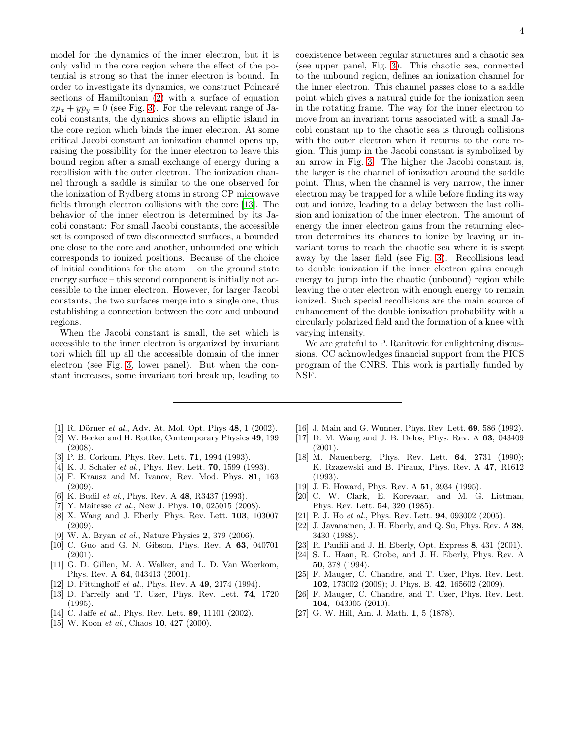model for the dynamics of the inner electron, but it is only valid in the core region where the effect of the potential is strong so that the inner electron is bound. In order to investigate its dynamics, we construct Poincaré sections of Hamiltonian (2) with a surface of equation $xp_x + yp_y = 0$ (see Fig. 3). For the relevant range of Jacobi constants, the dynamics shows an elliptic island in the core region which binds the inner electron. At some critical Jacobi constant an ionization channel opens up, raising the possibility for the inner electron to leave this bound region after a small exchange of energy during a recollision with the outer electron. The ionization channel through a saddle is similar to the one observed for the ionization of Rydberg atoms in strong CP microwave fields through electron collisions with the core [13]. The behavior of the inner electron is determined by its Jacobi constant: For small Jacobi constants, the accessible set is composed of two disconnected surfaces, a bounded one close to the core and another, unbounded one which corresponds to ionized positions. Because of the choice of initial conditions for the atom – on the ground state energy surface – this second component is initially not accessible to the inner electron. However, for larger Jacobi constants, the two surfaces merge into a single one, thus establishing a connection between the core and unbound regions.

When the Jacobi constant is small, the set which is accessible to the inner electron is organized by invariant tori which fill up all the accessible domain of the inner electron (see Fig. 3, lower panel). But when the constant increases, some invariant tori break up, leading to coexistence between regular structures and a chaotic sea (see upper panel, Fig. 3). This chaotic sea, connected to the unbound region, defines an ionization channel for the inner electron. This channel passes close to a saddle point which gives a natural guide for the ionization seen in the rotating frame. The way for the inner electron to move from an invariant torus associated with a small Jacobi constant up to the chaotic sea is through collisions with the outer electron when it returns to the core region. This jump in the Jacobi constant is symbolized by an arrow in Fig. 3. The higher the Jacobi constant is, the larger is the channel of ionization around the saddle point. Thus, when the channel is very narrow, the inner electron may be trapped for a while before finding its way out and ionize, leading to a delay between the last collision and ionization of the inner electron. The amount of energy the inner electron gains from the returning electron determines its chances to ionize by leaving an invariant torus to reach the chaotic sea where it is swept away by the laser field (see Fig. 3). Recollisions lead to double ionization if the inner electron gains enough energy to jump into the chaotic (unbound) region while leaving the outer electron with enough energy to remain ionized. Such special recollisions are the main source of enhancement of the double ionization probability with a circularly polarized field and the formation of a knee with varying intensity.

We are grateful to P. Ranitovic for enlightening discussions. CC acknowledges financial support from the PICS program of the CNRS. This work is partially funded by NSF.

---

[1] R. Dörner *et al.*, Adv. At. Mol. Opt. Phys **48**, 1 (2002).
[2] W. Becker and H. Rottke, Contemporary Physics **49**, 199 (2008).
[3] P. B. Corkum, Phys. Rev. Lett. **71**, 1994 (1993).
[4] K. J. Schafer *et al.*, Phys. Rev. Lett. **70**, 1599 (1993).
[5] F. Krausz and M. Ivanov, Rev. Mod. Phys. **81**, 163 (2009).
[6] K. Budil *et al.*, Phys. Rev. A **48**, R3437 (1993).
[7] Y. Mairesse *et al.*, New J. Phys. **10**, 025015 (2008).
[8] X. Wang and J. Eberly, Phys. Rev. Lett. **103**, 103007 (2009).
[9] W. A. Bryan *et al.*, Nature Physics **2**, 379 (2006).
[10] C. Guo and G. N. Gibson, Phys. Rev. A **63**, 040701 (2001).
[11] G. D. Gillen, M. A. Walker, and L. D. Van Woerkom, Phys. Rev. A **64**, 043413 (2001).
[12] D. Fittinghoff *et al.*, Phys. Rev. A **49**, 2174 (1994).
[13] D. Farrelly and T. Uzer, Phys. Rev. Lett. **74**, 1720 (1995).
[14] C. Jaffé *et al.*, Phys. Rev. Lett. **89**, 11101 (2002).
[15] W. Koon *et al.*, Chaos **10**, 427 (2000).
[16] J. Main and G. Wunner, Phys. Rev. Lett. **69**, 586 (1992).
[17] D. M. Wang and J. B. Delos, Phys. Rev. A **63**, 043409 (2001).
[18] M. Nauenberg, Phys. Rev. Lett. **64**, 2731 (1990); K. Rzazewski and B. Piraux, Phys. Rev. A **47**, R1612 (1993).
[19] J. E. Howard, Phys. Rev. A **51**, 3934 (1995).
[20] C. W. Clark, E. Korevaar, and M. G. Littman, Phys. Rev. Lett. **54**, 320 (1985).
[21] P. J. Ho *et al.*, Phys. Rev. Lett. **94**, 093002 (2005).
[22] J. Javanainen, J. H. Eberly, and Q. Su, Phys. Rev. A **38**, 3430 (1988).
[23] R. Panfili and J. H. Eberly, Opt. Express **8**, 431 (2001).
[24] S. L. Haan, R. Grobe, and J. H. Eberly, Phys. Rev. A **50**, 378 (1994).
[25] F. Mauger, C. Chandre, and T. Uzer, Phys. Rev. Lett. **102**, 173002 (2009); J. Phys. B. **42**, 165602 (2009).
[26] F. Mauger, C. Chandre, and T. Uzer, Phys. Rev. Lett. **104**, 043005 (2010).
[27] G. W. Hill, Am. J. Math. **1**, 5 (1878).